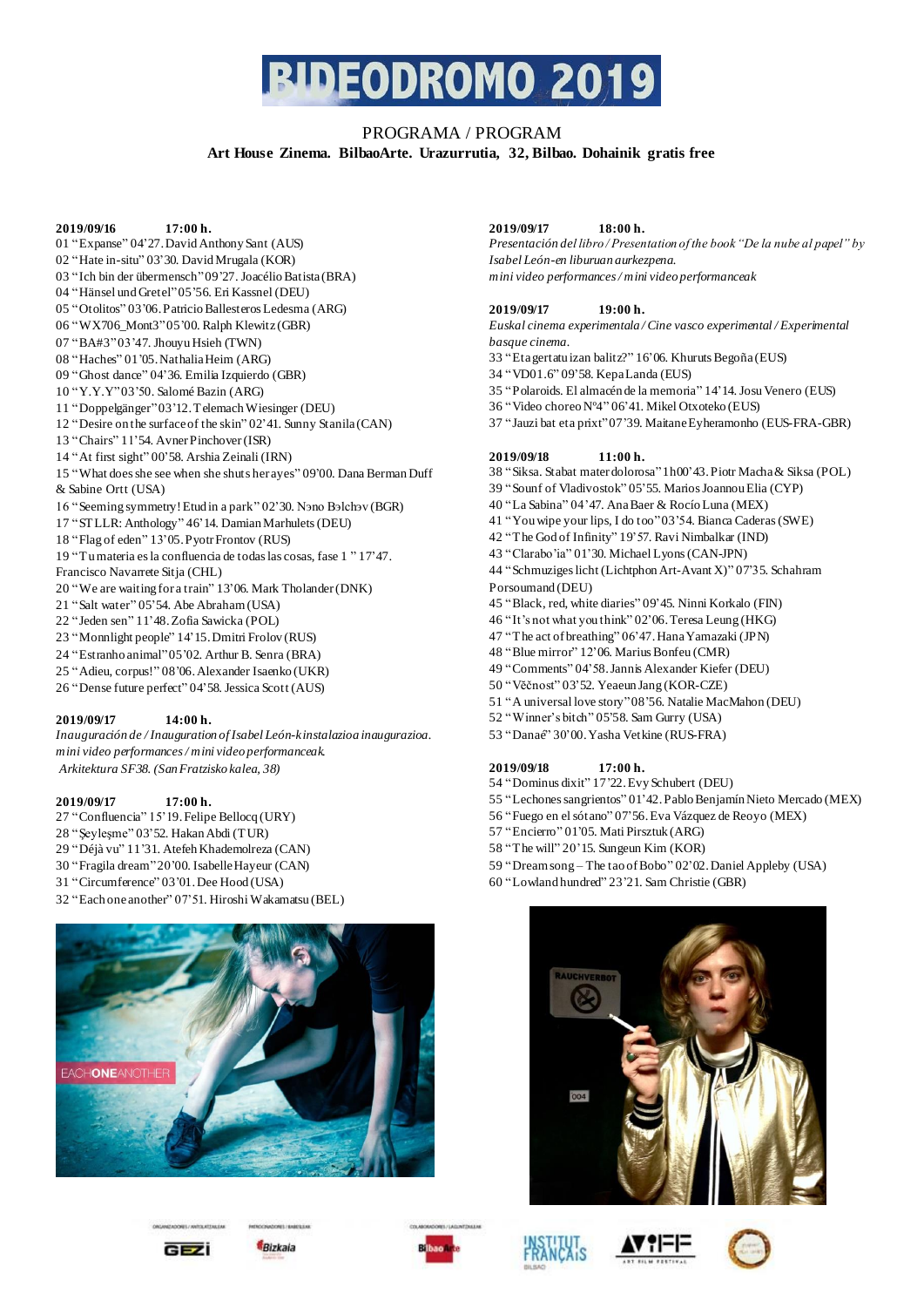# BIDEODROMO 2019

PROGRAMA / PROGRAM

**Art House Zinema. BilbaoArte. Urazurrutia, 32, Bilbao. Dohainik gratis free**

**2019/09/16 17:00 h.**

01 "Expanse" 04'27. David Anthony Sant (AUS)
02 "Hate in-situ" 03'30. David Mrugala (KOR)
03 "Ich bin der übermensch" 09'27. Joacélio Batista (BRA)
04 "Hänsel und Gretel" 05'56. Eri Kassnel (DEU)
05 "Otolitos" 03'06. Patricio Ballesteros Ledesma (ARG)
06 "WX706_Mont3" 05'00. Ralph Klewitz (GBR)
07 "BA#3" 03'47. Jhouyu Hsieh (TWN)
08 "Haches" 01'05. Nathalia Heim (ARG)
09 "Ghost dance" 04'36. Emilia Izquierdo (GBR)
10 "Y.Y.Y" 03'50. Salomé Bazin (ARG)
11 "Doppelgänger" 03'12. Telemach Wiesinger (DEU)
12 "Desire on the surface of the skin" 02'41. Sunny Stanila (CAN)
13 "Chairs" 11'54. Avner Pinchover (ISR)
14 "At first sight" 00'58. Arshia Zeinali (IRN)
15 "What does she see when she shuts her ayes" 09'00. Dana Berman Duff & Sabine Ortt (USA)
16 "Seeming symmetry! Etud in a park" 02'30. Nəno Bəlchəv (BGR)
17 "ST LLR: Anthology" 46'14. Damian Marhulets (DEU)
18 "Flag of eden" 13'05. Pyotr Frontov (RUS)
19 "Tu materia es la confluencia de todas las cosas, fase 1" 17'47. Francisco Navarrete Sitja (CHL)
20 "We are waiting for a train" 13'06. Mark Tholander (DNK)
21 "Salt water" 05'54. Abe Abraham (USA)
22 "Jeden sen" 11'48. Zofia Sawicka (POL)
23 "Monnlight people" 14'15. Dmitri Frolov (RUS)
24 "Estranho animal" 05'02. Arthur B. Senra (BRA)
25 "Adieu, corpus!" 08'06. Alexander Isaenko (UKR)
26 "Dense future perfect" 04'58. Jessica Scott (AUS)

**2019/09/17 14:00 h.**

*Inauguración de / Inauguration of Isabel León-k instalazioa inaugurazioa.*
*mini video performances / mini video performanceak*
*Arkitektura SF38. (San Fratzisko kalea, 38)*

**2019/09/17 17:00 h.**

27 "Confluencia" 15'19. Felipe Bellocq (URY)
28 "Şeyleşme" 03'52. Hakan Abdi (TUR)
29 "Déjà vu" 11'31. Atefeh Khademolreza (CAN)
30 "Fragila dream" 20'00. Isabelle Hayeur (CAN)
31 "Circumference" 03'01. Dee Hood (USA)
32 "Each one another" 07'51. Hiroshi Wakamatsu (BEL)

**2019/09/17 18:00 h.**

*Presentación del libro / Presentation of the book "De la nube al papel" by Isabel León-en liburuan aurkezpena.*
*mini video performances / mini video performanceak*

**2019/09/17 19:00 h.**

*Euskal cinema experimentala / Cine vasco experimental / Experimental basque cinema.*

33 "Eta gertatu izan balitz?" 16'06. Khuruts Begoña (EUS)
34 "VD01.6" 09'58. Kepa Landa (EUS)
35 "Polaroids. El almacén de la memoria" 14'14. Josu Venero (EUS)
36 "Video choreo Nº4" 06'41. Mikel Otxoteko (EUS)
37 "Jauzi bat eta prixt" 07'39. Maitane Eyheramonho (EUS-FRA-GBR)

**2019/09/18 11:00 h.**

38 "Siksa. Stabat mater dolorosa" 1h00'43. Piotr Macha & Siksa (POL)
39 "Sounf of Vladivostok" 05'55. Marios Joannou Elia (CYP)
40 "La Sabina" 04'47. Ana Baer & Rocío Luna (MEX)
41 "You wipe your lips, I do too" 03'54. Bianca Caderas (SWE)
42 "The God of Infinity" 19'57. Ravi Nimbalkar (IND)
43 "Clarabo'ia" 01'30. Michael Lyons (CAN-JPN)
44 "Schmuziges licht (Lichtphon Art-Avant X)" 07'35. Schahram Porsoumand (DEU)
45 "Black, red, white diaries" 09'45. Ninni Korkalo (FIN)
46 "It's not what you think" 02'06. Teresa Leung (HKG)
47 "The act of breathing" 06'47. Hana Yamazaki (JPN)
48 "Blue mirror" 12'06. Marius Bonfeu (CMR)
49 "Comments" 04'58. Jannis Alexander Kiefer (DEU)
50 "Věčnost" 03'52. Yeaeun Jang (KOR-CZE)
51 "A universal love story" 08'56. Natalie MacMahon (DEU)
52 "Winner's bitch" 05'58. Sam Gurry (USA)
53 "Danaë" 30'00. Yasha Vetkine (RUS-FRA)

**2019/09/18 17:00 h.**

54 "Dominus dixit" 17'22. Evy Schubert (DEU)
55 "Lechones sangrientos" 01'42. Pablo Benjamín Nieto Mercado (MEX)
56 "Fuego en el sótano" 07'56. Eva Vázquez de Reoyo (MEX)
57 "Encierro" 01'05. Mati Pirsztuk (ARG)
58 "The will" 20'15. Sungeun Kim (KOR)
59 "Dream song – The tao of Bobo" 02'02. Daniel Appleby (USA)
60 "Lowland hundred" 23'21. Sam Christie (GBR)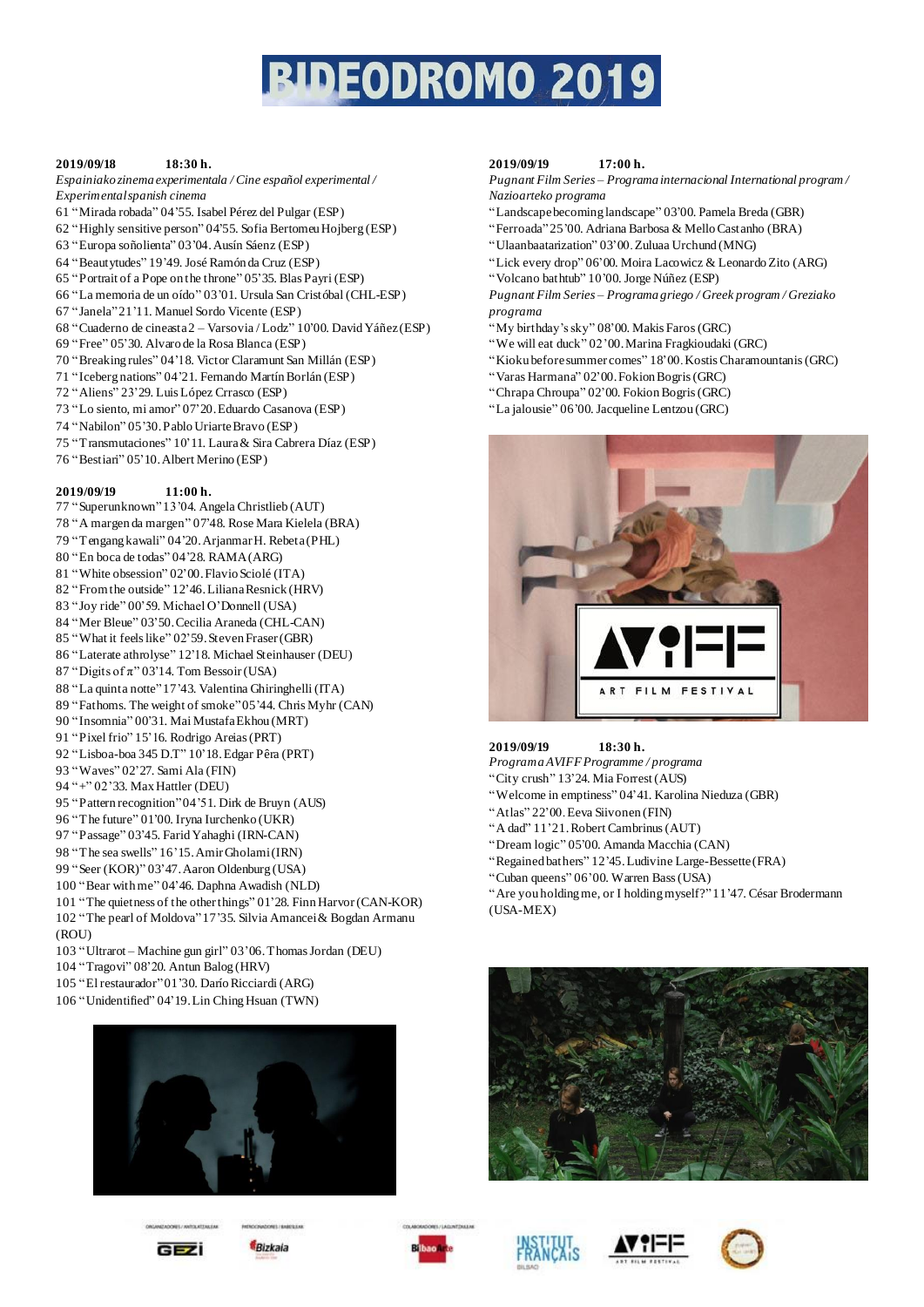# BIDEODROMO 2019

**2019/09/18 18:30 h.**

*Espainiako zinema experimentala / Cine español experimental / Experimental spanish cinema*

61 "Mirada robada" 04'55. Isabel Pérez del Pulgar (ESP)
62 "Highly sensitive person" 04'55. Sofia Bertomeu Hojberg (ESP)
63 "Europa soñolienta" 03'04. Ausín Sáenz (ESP)
64 "Beautytudes" 19'49. José Ramón da Cruz (ESP)
65 "Portrait of a Pope on the throne" 05'35. Blas Payri (ESP)
66 "La memoria de un oído" 03'01. Ursula San Cristóbal (CHL-ESP)
67 "Janela" 21'11. Manuel Sordo Vicente (ESP)
68 "Cuaderno de cineasta 2 – Varsovia / Lodz" 10'00. David Yáñez (ESP)
69 "Free" 05'30. Alvaro de la Rosa Blanca (ESP)
70 "Breaking rules" 04'18. Victor Claramunt San Millán (ESP)
71 "Iceberg nations" 04'21. Fernando Martín Borlán (ESP)
72 "Aliens" 23'29. Luis López Crrasco (ESP)
73 "Lo siento, mi amor" 07'20. Eduardo Casanova (ESP)
74 "Nabilon" 05'30. Pablo Uriarte Bravo (ESP)
75 "Transmutaciones" 10'11. Laura & Sira Cabrera Díaz (ESP)
76 "Bestiari" 05'10. Albert Merino (ESP)

**2019/09/19 11:00 h.**

77 "Superunknown" 13'04. Angela Christlieb (AUT)
78 "A margen da margen" 07'48. Rose Mara Kielela (BRA)
79 "Tengang kawali" 04'20. Arjanmar H. Rebeta (PHL)
80 "En boca de todas" 04'28. RAMA (ARG)
81 "White obsession" 02'00. Flavio Sciolé (ITA)
82 "From the outside" 12'46. Liliana Resnick (HRV)
83 "Joy ride" 00'59. Michael O'Donnell (USA)
84 "Mer Bleue" 03'50. Cecilia Araneda (CHL-CAN)
85 "What it feels like" 02'59. Steven Fraser (GBR)
86 "Laterate athrolyse" 12'18. Michael Steinhauser (DEU)
87 "Digits of π" 03'14. Tom Bessoir (USA)
88 "La quinta notte" 17'43. Valentina Ghiringhelli (ITA)
89 "Fathoms. The weight of smoke" 05'44. Chris Myhr (CAN)
90 "Insomnia" 00'31. Mai Mustafa Ekhou (MRT)
91 "Pixel frio" 15'16. Rodrigo Areias (PRT)
92 "Lisboa-boa 345 D.T" 10'18. Edgar Pêra (PRT)
93 "Waves" 02'27. Sami Ala (FIN)
94 "+" 02'33. Max Hattler (DEU)
95 "Pattern recognition" 04'51. Dirk de Bruyn (AUS)
96 "The future" 01'00. Iryna Iurchenko (UKR)
97 "Passage" 03'45. Farid Yahaghi (IRN-CAN)
98 "The sea swells" 16'15. Amir Gholami (IRN)
99 "Seer (KOR)" 03'47. Aaron Oldenburg (USA)
100 "Bear with me" 04'46. Daphna Awadish (NLD)
101 "The quietness of the other things" 01'28. Finn Harvor (CAN-KOR)
102 "The pearl of Moldova" 17'35. Silvia Amancei & Bogdan Armanu (ROU)
103 "Ultrarot – Machine gun girl" 03'06. Thomas Jordan (DEU)
104 "Tragovi" 08'20. Antun Balog (HRV)
105 "El restaurador" 01'30. Darío Ricciardi (ARG)
106 "Unidentified" 04'19. Lin Ching Hsuan (TWN)

**2019/09/19 17:00 h.**

*Pugnant Film Series – Programa internacional International program / Nazioarteko programa*

"Landscape becoming landscape" 03'00. Pamela Breda (GBR)
"Ferroada" 25'00. Adriana Barbosa & Mello Castanho (BRA)
"Ulaanbaatarization" 03'00. Zuluaa Urchund (MNG)
"Lick every drop" 06'00. Moira Lacowicz & Leonardo Zito (ARG)
"Volcano bathtub" 10'00. Jorge Núñez (ESP)

*Pugnant Film Series – Programa griego / Greek program / Greziako programa*

"My birthday's sky" 08'00. Makis Faros (GRC)
"We will eat duck" 02'00. Marina Fragkioudaki (GRC)
"Kioku before summer comes" 18'00. Kostis Charamountanis (GRC)
"Varas Harmana" 02'00. Fokion Bogris (GRC)
"Chrapa Chroupa" 02'00. Fokion Bogris (GRC)
"La jalousie" 06'00. Jacqueline Lentzou (GRC)

**2019/09/19 18:30 h.**

*Programa AVIFF Programme / programa*

"City crush" 13'24. Mia Forrest (AUS)
"Welcome in emptiness" 04'41. Karolina Nieduza (GBR)
"Atlas" 22'00. Eeva Siivonen (FIN)
"A dad" 11'21. Robert Cambrinus (AUT)
"Dream logic" 05'00. Amanda Macchia (CAN)
"Regained bathers" 12'45. Ludivine Large-Bessette (FRA)
"Cuban queens" 06'00. Warren Bass (USA)
"Are you holding me, or I holding myself?" 11'47. César Brodermann (USA-MEX)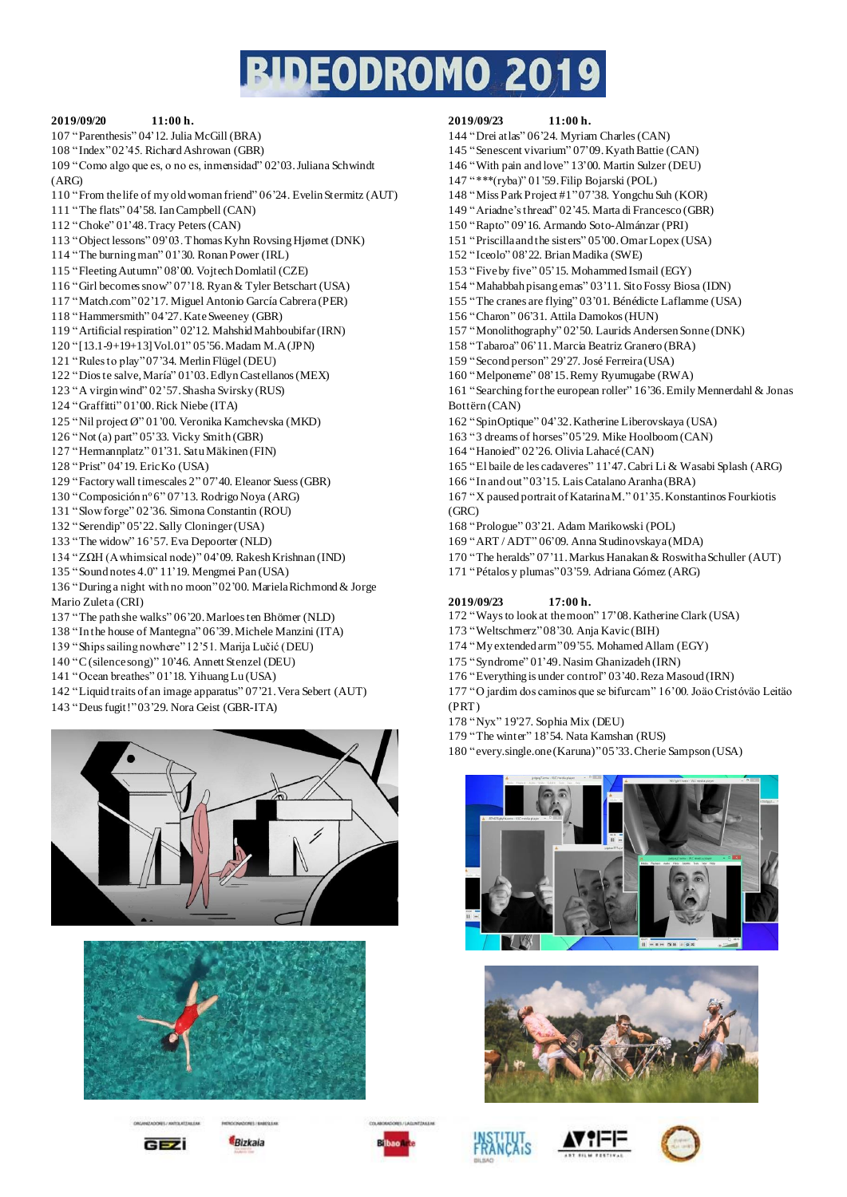# BIDEODROMO 2019

**2019/09/20 11:00 h.**

107 “Parenthesis” 04’12. Julia McGill (BRA)
108 “Index” 02’45. Richard Ashrowan (GBR)
109 “Como algo que es, o no es, inmensidad” 02’03. Juliana Schwindt (ARG)
110 “From the life of my old woman friend” 06’24. Evelin Stermitz (AUT)
111 “The flats” 04’58. Ian Campbell (CAN)
112 “Choke” 01’48. Tracy Peters (CAN)
113 “Object lessons” 09’03. Thomas Kyhn Rovsing Hjørnet (DNK)
114 “The burning man” 01’30. Ronan Power (IRL)
115 “Fleeting Autumn” 08’00. Vojtech Domlatil (CZE)
116 “Girl becomes snow” 07’18. Ryan & Tyler Betschart (USA)
117 “Match.com” 02’17. Miguel Antonio García Cabrera (PER)
118 “Hammersmith” 04’27. Kate Sweeney (GBR)
119 “Artificial respiration” 02’12. Mahshid Mahboubifar (IRN)
120 “[13.1-9+19+13] Vol.01” 05’56. Madam M.A (JPN)
121 “Rules to play” 07’34. Merlin Flügel (DEU)
122 “Dios te salve, María” 01’03. Edlyn Castellanos (MEX)
123 “A virgin wind” 02’57. Shasha Svirsky (RUS)
124 “Graffitti” 01’00. Rick Niebe (ITA)
125 “Nil project Ø” 01’00. Veronika Kamchevska (MKD)
126 “Not (a) part” 05’33. Vicky Smith (GBR)
127 “Hermannplatz” 01’31. Satu Mäkinen (FIN)
128 “Prist” 04’19. Eric Ko (USA)
129 “Factory wall timescales 2” 07’40. Eleanor Suess (GBR)
130 “Composición nº 6” 07’13. Rodrigo Noya (ARG)
131 “Slow forge” 02’36. Simona Constantin (ROU)
132 “Serendip” 05’22. Sally Cloninger (USA)
133 “The widow” 16’57. Eva Depoorter (NLD)
134 “ZΩH (A whimsical node)” 04’09. Rakesh Krishnan (IND)
135 “Sound notes 4.0” 11’19. Mengmei Pan (USA)
136 “During a night with no moon” 02’00. Mariela Richmond & Jorge Mario Zuleta (CRI)
137 “The path she walks” 06’20. Marloes ten Bhömer (NLD)
138 “In the house of Mantegna” 06’39. Michele Manzini (ITA)
139 “Ships sailing nowhere” 12’51. Marija Lučić (DEU)
140 “C (silence song)” 10’46. Annett Stenzel (DEU)
141 “Ocean breathes” 01’18. Yihuang Lu (USA)
142 “Liquid traits of an image apparatus” 07’21. Vera Sebert (AUT)
143 “Deus fugit!” 03’29. Nora Geist (GBR-ITA)

**2019/09/23 11:00 h.**

144 “Drei atlas” 06’24. Myriam Charles (CAN)
145 “Senescent vivarium” 07’09. Kyath Battie (CAN)
146 “With pain and love” 13’00. Martin Sulzer (DEU)
147 “***(ryba)” 01’59. Filip Bojarski (POL)
148 “Miss Park Project #1” 07’38. Yongchu Suh (KOR)
149 “Ariadne’s thread” 02’45. Marta di Francesco (GBR)
150 “Rapto” 09’16. Armando Soto-Almánzar (PRI)
151 “Priscilla and the sisters” 05’00. Omar Lopez (USA)
152 “Iceolo” 08’22. Brian Madika (SWE)
153 “Five by five” 05’15. Mohammed Ismail (EGY)
154 “Mahabbah pisang emas” 03’11. Sito Fossy Biosa (IDN)
155 “The cranes are flying” 03’01. Bénédicte Laflamme (USA)
156 “Charon” 06’31. Attila Damokos (HUN)
157 “Monolithography” 02’50. Laurids Andersen Sonne (DNK)
158 “Tabaroa” 06’11. Marcia Beatriz Granero (BRA)
159 “Second person” 29’27. José Ferreira (USA)
160 “Melponeme” 08’15. Remy Ryumugabe (RWA)
161 “Searching for the european roller” 16’36. Emily Mennerdahl & Jonas Bottërn (CAN)
162 “SpinOptique” 04’32. Katherine Liberovskaya (USA)
163 “3 dreams of horses” 05’29. Mike Hoolboom (CAN)
164 “Hanoied” 02’26. Olivia Lahacé (CAN)
165 “El baile de les cadaveres” 11’47. Cabri Li & Wasabi Splash (ARG)
166 “In and out” 03’15. Lais Catalano Aranha (BRA)
167 “X paused portrait of Katarina M.” 01’35. Konstantinos Fourkiotis (GRC)
168 “Prologue” 03’21. Adam Marikowski (POL)
169 “ART / ADT” 06’09. Anna Studinovskaya (MDA)
170 “The heralds” 07’11. Markus Hanakan & Roswitha Schuller (AUT)
171 “Pétalos y plumas” 03’59. Adriana Gómez (ARG)

**2019/09/23 17:00 h.**

172 “Ways to look at the moon” 17’08. Katherine Clark (USA)
173 “Weltschmerz” 08’30. Anja Kavic (BIH)
174 “My extended arm” 09’55. Mohamed Allam (EGY)
175 “Syndrome” 01’49. Nasim Ghanizadeh (IRN)
176 “Everything is under control” 03’40. Reza Masoud (IRN)
177 “O jardim dos caminos que se bifurcam” 16’00. João Cristóvão Leitão (PRT)
178 “Nyx” 19’27. Sophia Mix (DEU)
179 “The winter” 18’54. Nata Kamshan (RUS)
180 “every.single.one (Karuna)” 05’33. Cherie Sampson (USA)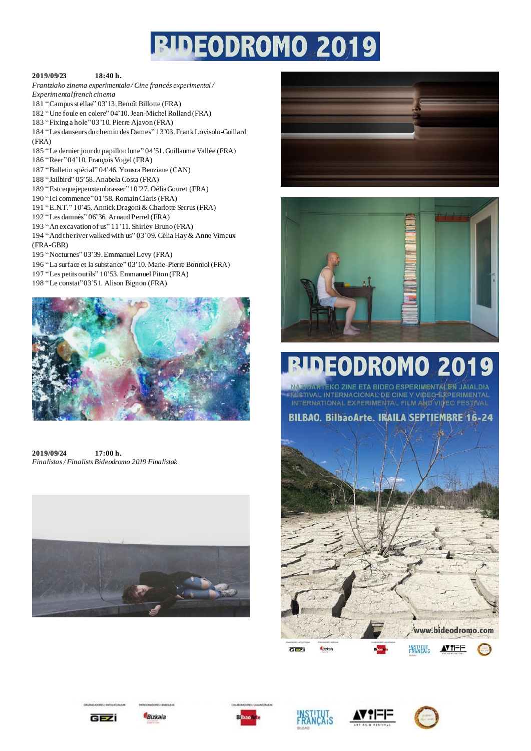# BIDEODROMO 2019

**2019/09/23 18:40 h.**

*Frantziako zinema experimentala / Cine francés experimental / Experimental french cinema*

181 "Campus stellae" 03'13. Benoît Billotte (FRA)
182 "Une foule en colere" 04'10. Jean-Michel Rolland (FRA)
183 "Fixing a hole" 03'10. Pierre Ajavon (FRA)
184 "Les danseurs du chemin des Dames" 13'03. Frank Lovisolo-Guillard (FRA)
185 "Le dernier jour du papillon lune" 04'51. Guillaume Vallée (FRA)
186 "Reer" 04'10. François Vogel (FRA)
187 "Bulletin spécial" 04'46. Yousra Benziane (CAN)
188 "Jailbird" 05'58. Anabela Costa (FRA)
189 "Estcequejepeuxtembrasser" 10'27. Oélia Gouret (FRA)
190 "Ici commence" 01'58. Romain Claris (FRA)
191 "E.N.T." 10'45. Annick Dragoni & Charlotte Serrus (FRA)
192 "Les damnés" 06'36. Arnaud Perrel (FRA)
193 "An excavation of us" 11'11. Shirley Bruno (FRA)
194 "And the river walked with us" 03'09. Célia Hay & Anne Vimeux (FRA-GBR)
195 "Nocturnes" 03'39. Emmanuel Levy (FRA)
196 "La surface et la substance" 03'10. Marie-Pierre Bonniol (FRA)
197 "Les petits outils" 10'53. Emmanuel Piton (FRA)
198 "Le constat" 03'51. Alison Bignon (FRA)

**2019/09/24 17:00 h.**

*Finalistas / Finalists Bideodromo 2019 Finalistak*

BIDEODROMO 2019

NAZIOARTEKO ZINE ETA BIDEO ESPERIMENTALEN JAIALDIA
FESTIVAL INTERNACIONAL DE CINE Y VIDEO EXPERIMENTAL
INTERNATIONAL EXPERIMENTAL FILM AND VIDEO FESTIVAL

BILBAO. BilbaoArte. IRAILA SEPTIEMBRE 16-24

www.bideodromo.com